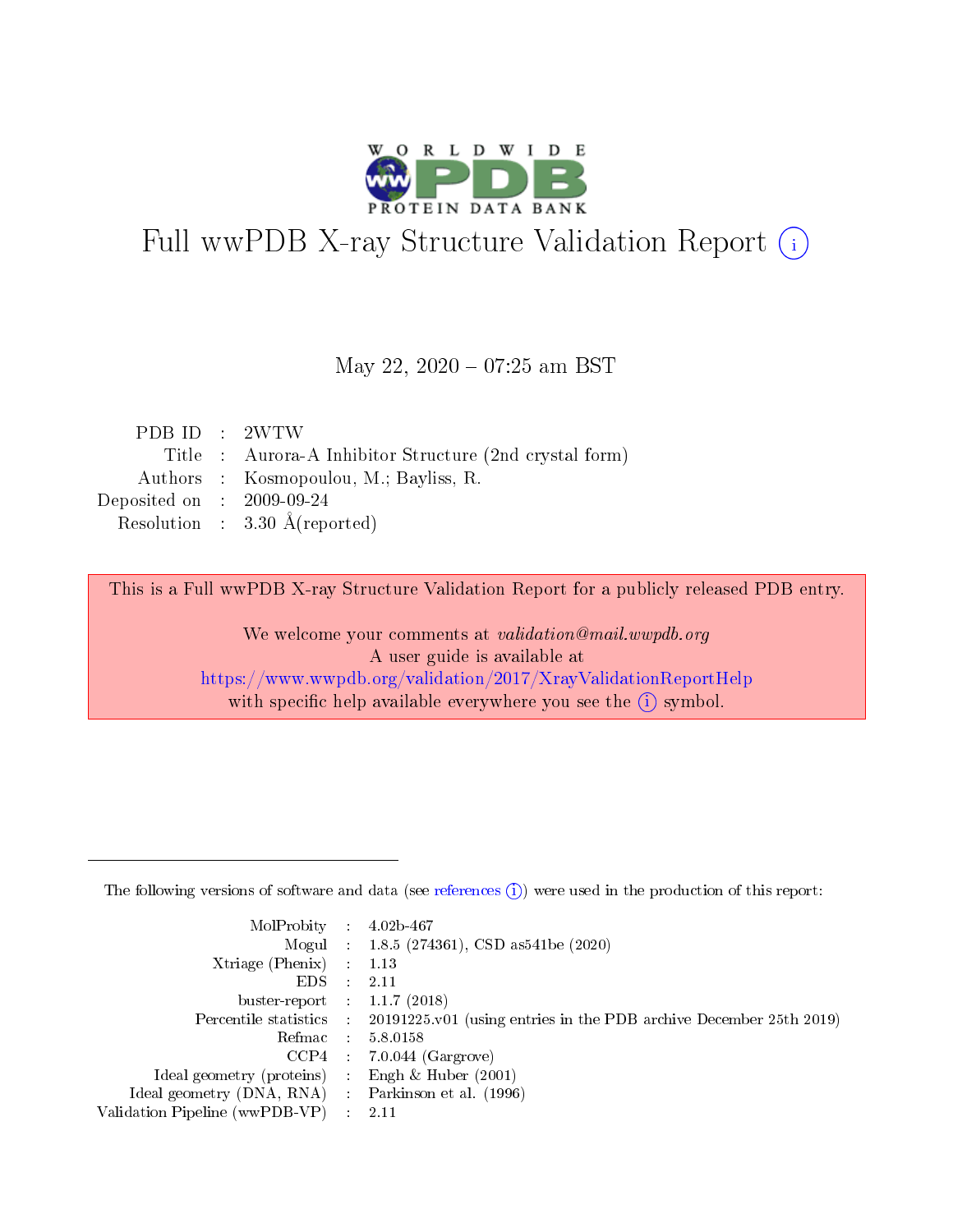# Full wwPDB X-ray Structure Validation Report (i)

May 22, 2020 – 07:25 am BST

| | | |
|---|---|---|
| PDB ID | : | 2WTW |
| Title | : | Aurora-A Inhibitor Structure (2nd crystal form) |
| Authors | : | Kosmopoulou, M.; Bayliss, R. |
| Deposited on | : | 2009-09-24 |
| Resolution | : | 3.30 Å(reported) |

This is a Full wwPDB X-ray Structure Validation Report for a publicly released PDB entry.

We welcome your comments at *validation@mail.wwpdb.org*
A user guide is available at
https://www.wwpdb.org/validation/2017/XrayValidationReportHelp
with specific help available everywhere you see the (i) symbol.

---

The following versions of software and data (see references (i)) were used in the production of this report:

| | | |
|---|---|---|
| MolProbity | : | 4.02b-467 |
| Mogul | : | 1.8.5 (274361), CSD as541be (2020) |
| Xtriage (Phenix) | : | 1.13 |
| EDS | : | 2.11 |
| buster-report | : | 1.1.7 (2018) |
| Percentile statistics | : | 20191225.v01 (using entries in the PDB archive December 25th 2019) |
| Refmac | : | 5.8.0158 |
| CCP4 | : | 7.0.044 (Gargrove) |
| Ideal geometry (proteins) | : | Engh & Huber (2001) |
| Ideal geometry (DNA, RNA) | : | Parkinson et al. (1996) |
| Validation Pipeline (wwPDB-VP) | : | 2.11 |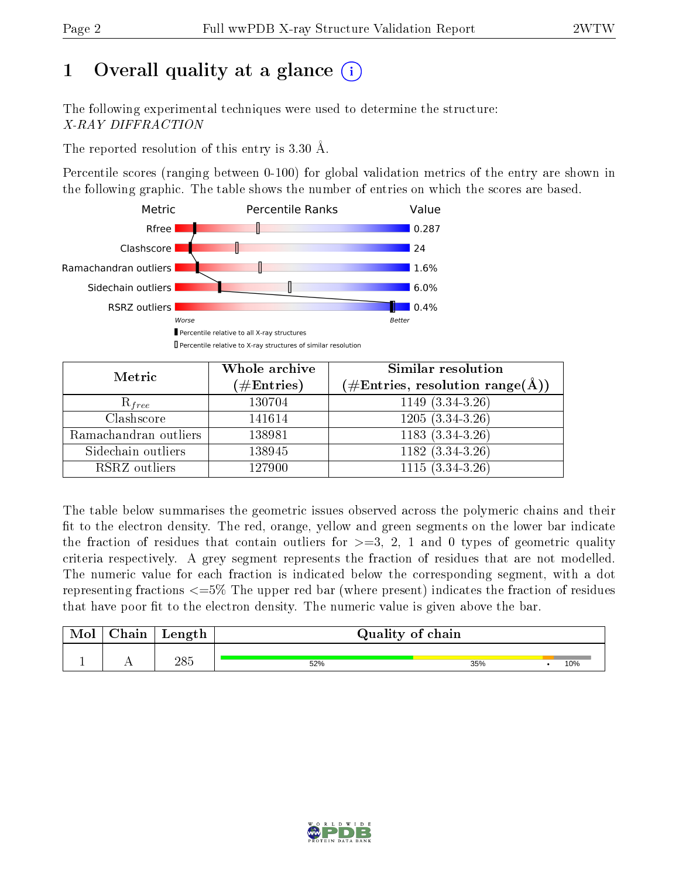# 1 Overall quality at a glance

The following experimental techniques were used to determine the structure:
*X-RAY DIFFRACTION*

The reported resolution of this entry is 3.30 Å.

Percentile scores (ranging between 0-100) for global validation metrics of the entry are shown in the following graphic. The table shows the number of entries on which the scores are based.

| Metric | Value |
|---|---|
| Rfree | 0.287 |
| Clashscore | 24 |
| Ramachandran outliers | 1.6% |
| Sidechain outliers | 6.0% |
| RSRZ outliers | 0.4% |

| Metric | Whole archive (#Entries) | Similar resolution (#Entries, resolution range(Å)) |
|---|---|---|
| $R_{free}$ | 130704 | 1149 (3.34-3.26) |
| Clashscore | 141614 | 1205 (3.34-3.26) |
| Ramachandran outliers | 138981 | 1183 (3.34-3.26) |
| Sidechain outliers | 138945 | 1182 (3.34-3.26) |
| RSRZ outliers | 127900 | 1115 (3.34-3.26) |

The table below summarises the geometric issues observed across the polymeric chains and their fit to the electron density. The red, orange, yellow and green segments on the lower bar indicate the fraction of residues that contain outliers for >=3, 2, 1 and 0 types of geometric quality criteria respectively. A grey segment represents the fraction of residues that are not modelled. The numeric value for each fraction is indicated below the corresponding segment, with a dot representing fractions <=5% The upper red bar (where present) indicates the fraction of residues that have poor fit to the electron density. The numeric value is given above the bar.

| Mol | Chain | Length | Quality of chain |
|---|---|---|---|
| 1 | A | 285 | 52% 35% • 10% |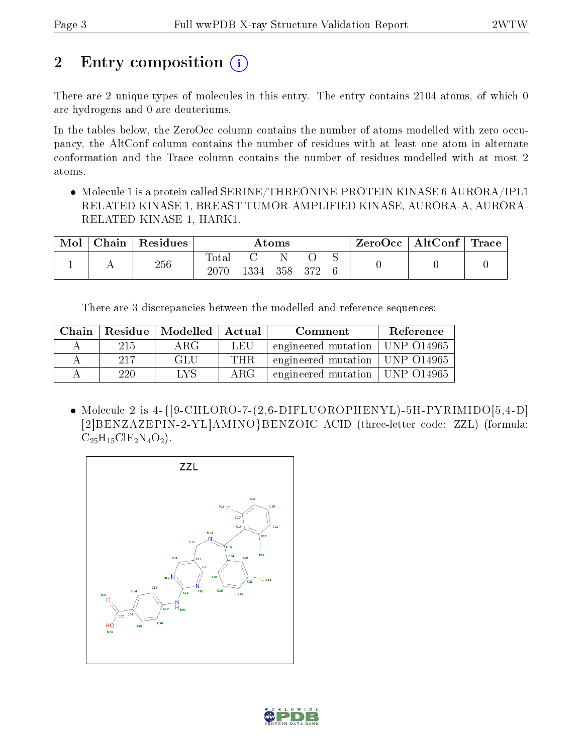# 2 Entry composition

There are 2 unique types of molecules in this entry. The entry contains 2104 atoms, of which 0 are hydrogens and 0 are deuteriums.

In the tables below, the ZeroOcc column contains the number of atoms modelled with zero occupancy, the AltConf column contains the number of residues with at least one atom in alternate conformation and the Trace column contains the number of residues modelled with at most 2 atoms.

- Molecule 1 is a protein called SERINE/THREONINE-PROTEIN KINASE 6 AURORA/IPL1-RELATED KINASE 1, BREAST TUMOR-AMPLIFIED KINASE, AURORA-A, AURORA-RELATED KINASE 1, HARK1.

| Mol | Chain | Residues | Atoms | | | | | ZeroOcc | AltConf | Trace |
|---|---|---|---|---|---|---|---|---|---|---|
| 1 | A | 256 | Total | C | N | O | S | 0 | 0 | 0 |
| | | | 2070 | 1334 | 358 | 372 | 6 | | | |

There are 3 discrepancies between the modelled and reference sequences:

| Chain | Residue | Modelled | Actual | Comment | Reference |
|---|---|---|---|---|---|
| A | 215 | ARG | LEU | engineered mutation | UNP O14965 |
| A | 217 | GLU | THR | engineered mutation | UNP O14965 |
| A | 220 | LYS | ARG | engineered mutation | UNP O14965 |

- Molecule 2 is 4-{[9-CHLORO-7-(2,6-DIFLUOROPHENYL)-5H-PYRIMIDO[5,4-D][2]BENZAZEPIN-2-YL]AMINO}BENZOIC ACID (three-letter code: ZZL) (formula: $C_{25}H_{15}ClF_2N_4O_2$).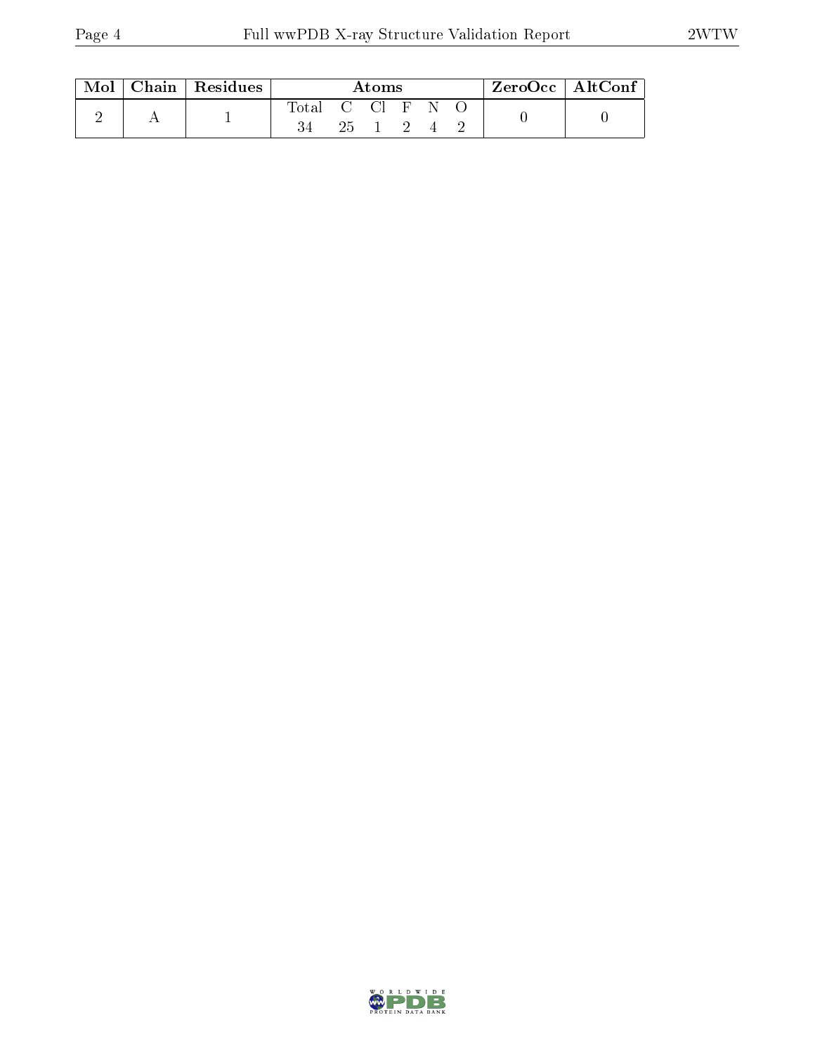| Mol | Chain | Residues | Atoms | | | | | | ZeroOcc | AltConf |
|---|---|---|---|---|---|---|---|---|---|---|
| | | | Total | C | Cl | F | N | O | | |
| 2 | A | 1 | 34 | 25 | 1 | 2 | 4 | 2 | 0 | 0 |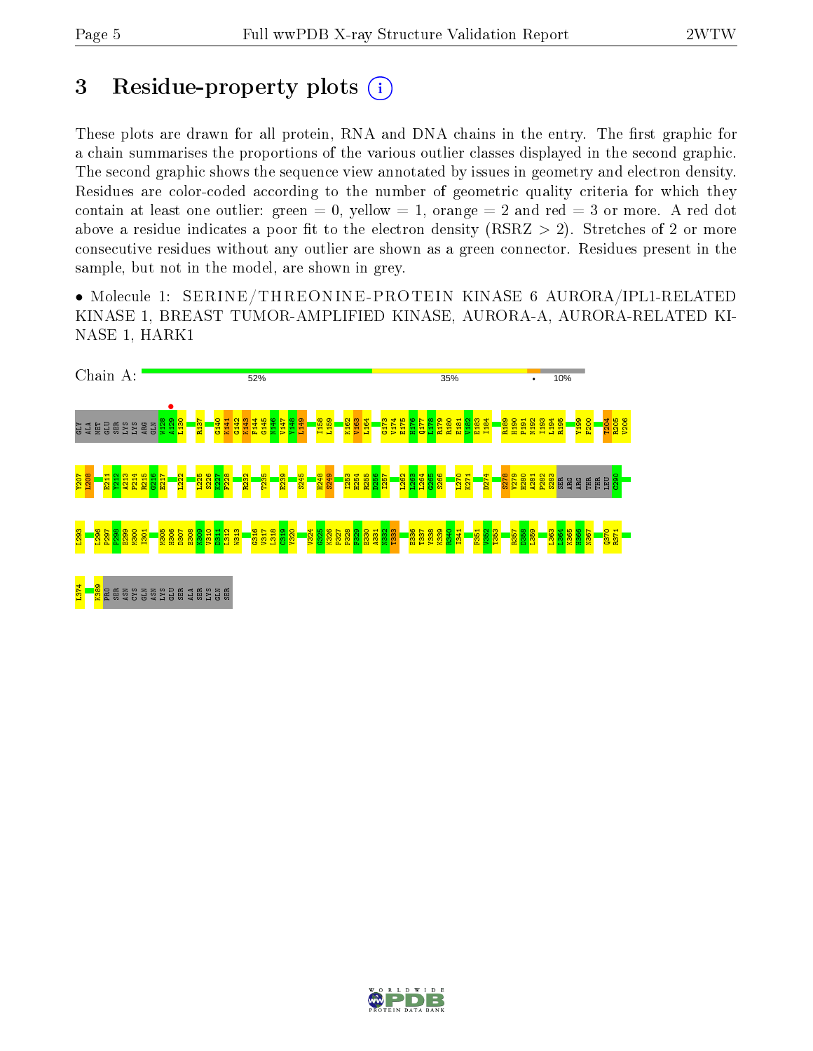# 3 Residue-property plots

These plots are drawn for all protein, RNA and DNA chains in the entry. The first graphic for a chain summarises the proportions of the various outlier classes displayed in the second graphic. The second graphic shows the sequence view annotated by issues in geometry and electron density. Residues are color-coded according to the number of geometric quality criteria for which they contain at least one outlier: green = 0, yellow = 1, orange = 2 and red = 3 or more. A red dot above a residue indicates a poor fit to the electron density (RSRZ > 2). Stretches of 2 or more consecutive residues without any outlier are shown as a green connector. Residues present in the sample, but not in the model, are shown in grey.

• Molecule 1: SERINE/THREONINE-PROTEIN KINASE 6 AURORA/IPL1-RELATED KINASE 1, BREAST TUMOR-AMPLIFIED KINASE, AURORA-A, AURORA-RELATED KINASE 1, HARK1

Chain A: 52% 35% • 10%

GLY ALA MET GLU SER LYS LYS ARG GLN W128 A129 L130 R137 G140 K141 G142 K143 F144 G145 N146 V147 Y148 L149 I158 L159 K162 V163 L164 G173 V174 E175 H176 Q177 L178 R179 R180 E181 V182 E183 I184 R189 H190 P191 N192 I193 L194 R195 Y199 F200 T204 R205 V206 Y207 L208 E211 Y212 A213 P214 R215 G216 E217 L222 L225 S226 K227 F228 R232 T235 E239 S245 H248 S249 I253 H254 R255 D256 I257 L262 L263 L264 G265 S266 L270 K271 D274 S278 V279 H280 A281 P282 S283 SER ARG ARG THR THR LEU C290 L293 L296 P297 P298 E299 M300 I301 M305 H306 D307 E308 K309 V310 D311 L312 W313 G316 V317 L318 C319 Y320 V324 G325 K326 P327 P328 F329 E330 A331 N332 T333 E336 T337 Y338 K339 R340 I341 F351 V352 T353 R357 D358 L359 L363 L364 K365 H366 N367 Q370 R371 L374 K389 PRO SER ASN CYS GLN ASN LYS GLU SER ALA SER LYS GLN SER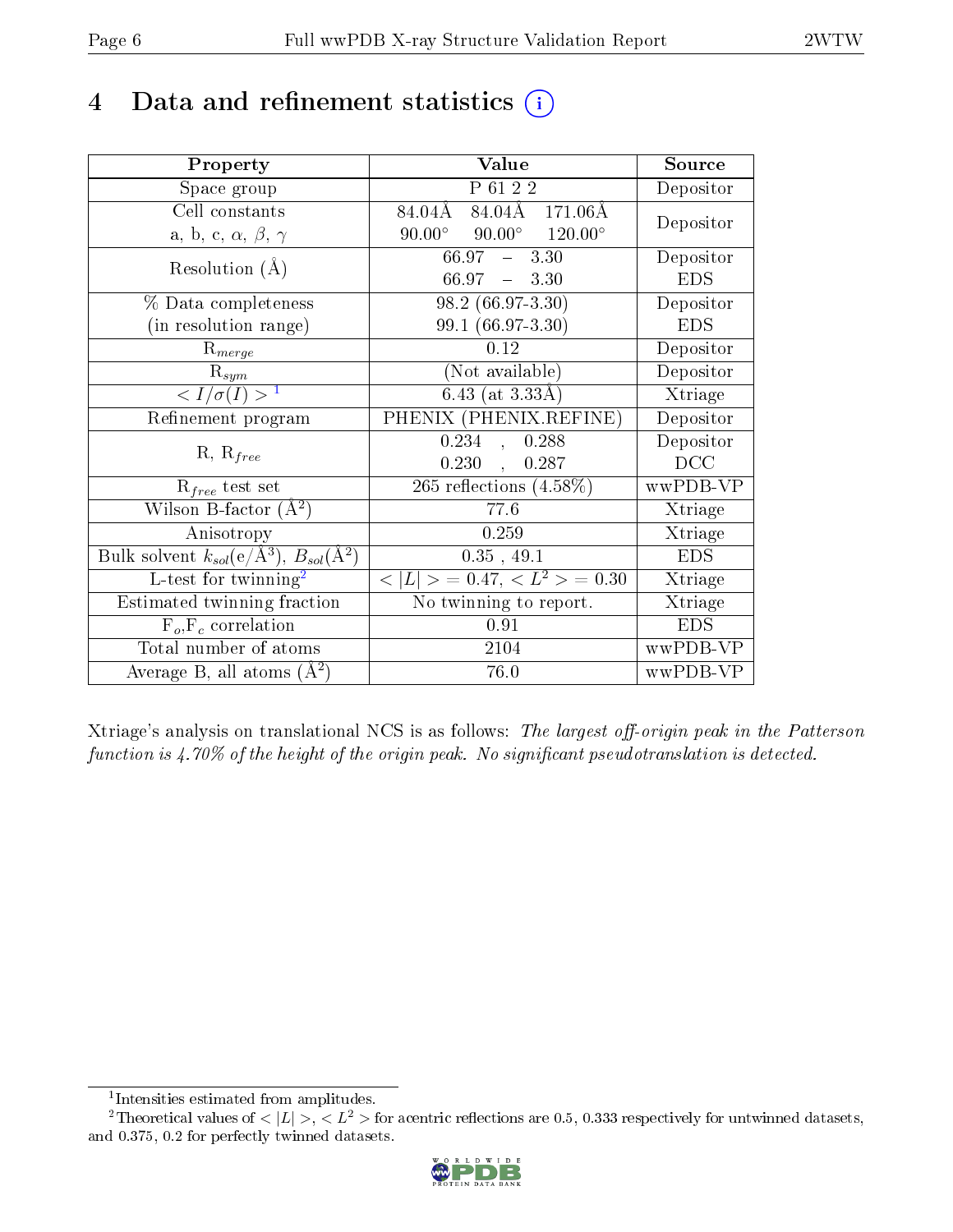# 4 Data and refinement statistics (i)

| Property | Value | Source |
|---|---|---|
| Space group | P 61 2 2 | Depositor |
| Cell constants<br>a, b, c, $\alpha$, $\beta$, $\gamma$ | 84.04Å 84.04Å 171.06Å<br>90.00° 90.00° 120.00° | Depositor |
| Resolution (Å) | 66.97 – 3.30<br>66.97 – 3.30 | Depositor<br>EDS |
| % Data completeness<br>(in resolution range) | 98.2 (66.97-3.30)<br>99.1 (66.97-3.30) | Depositor<br>EDS |
| $R_{merge}$ | 0.12 | Depositor |
| $R_{sym}$ | (Not available) | Depositor |
| $< I/\sigma(I) >$ [1] | 6.43 (at 3.33Å) | Xtriage |
| Refinement program | PHENIX (PHENIX.REFINE) | Depositor |
| R, $R_{free}$ | 0.234 , 0.288<br>0.230 , 0.287 | Depositor<br>DCC |
| $R_{free}$ test set | 265 reflections (4.58%) | wwPDB-VP |
| Wilson B-factor (Å$^2$) | 77.6 | Xtriage |
| Anisotropy | 0.259 | Xtriage |
| Bulk solvent $k_{sol}$(e/Å$^3$), $B_{sol}$(Å$^2$) | 0.35 , 49.1 | EDS |
| L-test for twinning[2] | $< \vert L \vert >$ = 0.47, $< L^2 >$ = 0.30 | Xtriage |
| Estimated twinning fraction | No twinning to report. | Xtriage |
| $F_o$,$F_c$ correlation | 0.91 | EDS |
| Total number of atoms | 2104 | wwPDB-VP |
| Average B, all atoms (Å$^2$) | 76.0 | wwPDB-VP |

Xtriage's analysis on translational NCS is as follows: *The largest off-origin peak in the Patterson function is 4.70% of the height of the origin peak. No significant pseudotranslation is detected.*

[1] Intensities estimated from amplitudes.

[2] Theoretical values of $< \vert L \vert >$, $< L^2 >$ for acentric reflections are 0.5, 0.333 respectively for untwinned datasets, and 0.375, 0.2 for perfectly twinned datasets.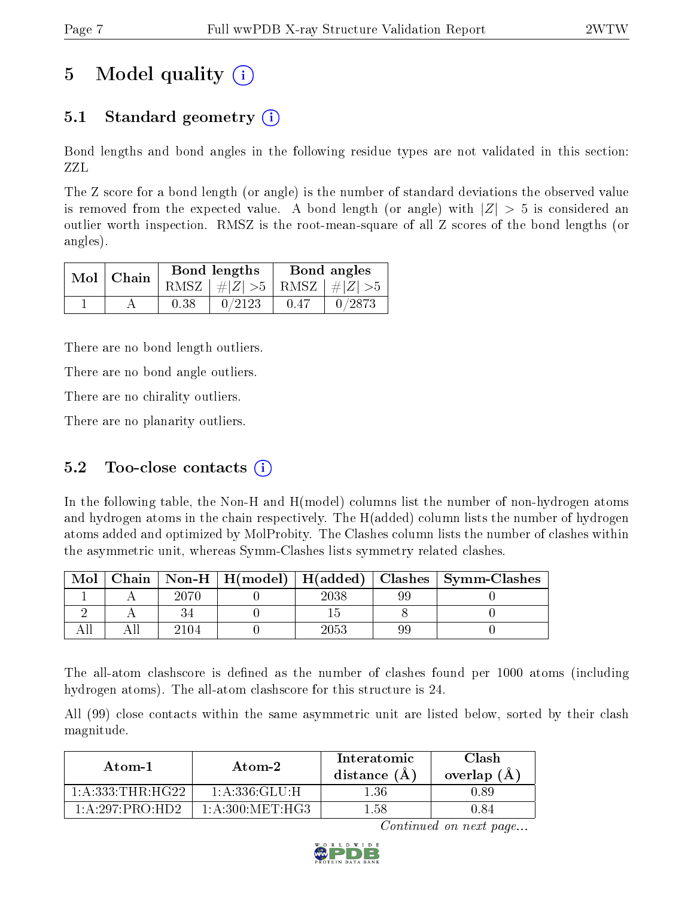# 5 Model quality

## 5.1 Standard geometry

Bond lengths and bond angles in the following residue types are not validated in this section: ZZL

The Z score for a bond length (or angle) is the number of standard deviations the observed value is removed from the expected value. A bond length (or angle) with $|Z| > 5$ is considered an outlier worth inspection. RMSZ is the root-mean-square of all Z scores of the bond lengths (or angles).

| Mol | Chain | Bond lengths | | Bond angles | |
|---|---|---|---|---|---|
| | | RMSZ | $\#\lvert Z\rvert >5$ | RMSZ | $\#\lvert Z\rvert >5$ |
| 1 | A | 0.38 | 0/2123 | 0.47 | 0/2873 |

There are no bond length outliers.

There are no bond angle outliers.

There are no chirality outliers.

There are no planarity outliers.

## 5.2 Too-close contacts

In the following table, the Non-H and H(model) columns list the number of non-hydrogen atoms and hydrogen atoms in the chain respectively. The H(added) column lists the number of hydrogen atoms added and optimized by MolProbity. The Clashes column lists the number of clashes within the asymmetric unit, whereas Symm-Clashes lists symmetry related clashes.

| Mol | Chain | Non-H | H(model) | H(added) | Clashes | Symm-Clashes |
|---|---|---|---|---|---|---|
| 1 | A | 2070 | 0 | 2038 | 99 | 0 |
| 2 | A | 34 | 0 | 15 | 8 | 0 |
| All | All | 2104 | 0 | 2053 | 99 | 0 |

The all-atom clashscore is defined as the number of clashes found per 1000 atoms (including hydrogen atoms). The all-atom clashscore for this structure is 24.

All (99) close contacts within the same asymmetric unit are listed below, sorted by their clash magnitude.

| Atom-1 | Atom-2 | Interatomic distance (Å) | Clash overlap (Å) |
|---|---|---|---|
| 1:A:333:THR:HG22 | 1:A:336:GLU:H | 1.36 | 0.89 |
| 1:A:297:PRO:HD2 | 1:A:300:MET:HG3 | 1.58 | 0.84 |

*Continued on next page...*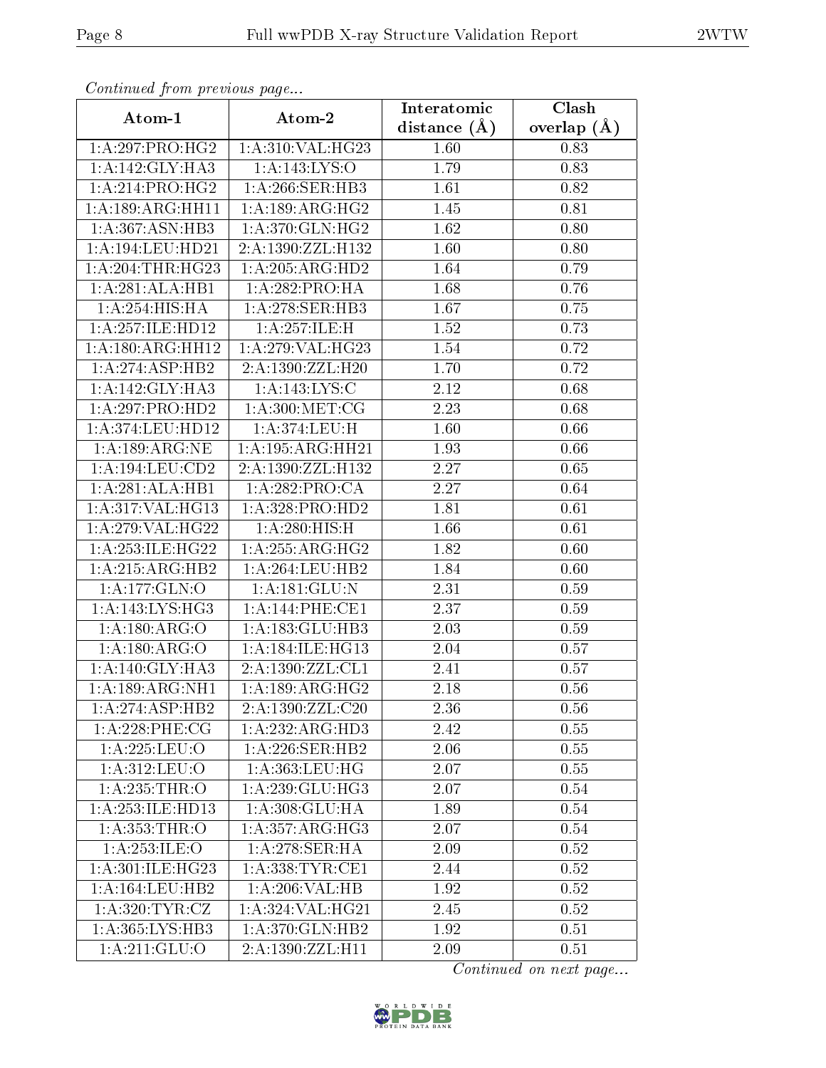*Continued from previous page...*

| Atom-1 | Atom-2 | Interatomic distance (Å) | Clash overlap (Å) |
|---|---|---|---|
| 1:A:297:PRO:HG2 | 1:A:310:VAL:HG23 | 1.60 | 0.83 |
| 1:A:142:GLY:HA3 | 1:A:143:LYS:O | 1.79 | 0.83 |
| 1:A:214:PRO:HG2 | 1:A:266:SER:HB3 | 1.61 | 0.82 |
| 1:A:189:ARG:HH11 | 1:A:189:ARG:HG2 | 1.45 | 0.81 |
| 1:A:367:ASN:HB3 | 1:A:370:GLN:HG2 | 1.62 | 0.80 |
| 1:A:194:LEU:HD21 | 2:A:1390:ZZL:H132 | 1.60 | 0.80 |
| 1:A:204:THR:HG23 | 1:A:205:ARG:HD2 | 1.64 | 0.79 |
| 1:A:281:ALA:HB1 | 1:A:282:PRO:HA | 1.68 | 0.76 |
| 1:A:254:HIS:HA | 1:A:278:SER:HB3 | 1.67 | 0.75 |
| 1:A:257:ILE:HD12 | 1:A:257:ILE:H | 1.52 | 0.73 |
| 1:A:180:ARG:HH12 | 1:A:279:VAL:HG23 | 1.54 | 0.72 |
| 1:A:274:ASP:HB2 | 2:A:1390:ZZL:H20 | 1.70 | 0.72 |
| 1:A:142:GLY:HA3 | 1:A:143:LYS:C | 2.12 | 0.68 |
| 1:A:297:PRO:HD2 | 1:A:300:MET:CG | 2.23 | 0.68 |
| 1:A:374:LEU:HD12 | 1:A:374:LEU:H | 1.60 | 0.66 |
| 1:A:189:ARG:NE | 1:A:195:ARG:HH21 | 1.93 | 0.66 |
| 1:A:194:LEU:CD2 | 2:A:1390:ZZL:H132 | 2.27 | 0.65 |
| 1:A:281:ALA:HB1 | 1:A:282:PRO:CA | 2.27 | 0.64 |
| 1:A:317:VAL:HG13 | 1:A:328:PRO:HD2 | 1.81 | 0.61 |
| 1:A:279:VAL:HG22 | 1:A:280:HIS:H | 1.66 | 0.61 |
| 1:A:253:ILE:HG22 | 1:A:255:ARG:HG2 | 1.82 | 0.60 |
| 1:A:215:ARG:HB2 | 1:A:264:LEU:HB2 | 1.84 | 0.60 |
| 1:A:177:GLN:O | 1:A:181:GLU:N | 2.31 | 0.59 |
| 1:A:143:LYS:HG3 | 1:A:144:PHE:CE1 | 2.37 | 0.59 |
| 1:A:180:ARG:O | 1:A:183:GLU:HB3 | 2.03 | 0.59 |
| 1:A:180:ARG:O | 1:A:184:ILE:HG13 | 2.04 | 0.57 |
| 1:A:140:GLY:HA3 | 2:A:1390:ZZL:CL1 | 2.41 | 0.57 |
| 1:A:189:ARG:NH1 | 1:A:189:ARG:HG2 | 2.18 | 0.56 |
| 1:A:274:ASP:HB2 | 2:A:1390:ZZL:C20 | 2.36 | 0.56 |
| 1:A:228:PHE:CG | 1:A:232:ARG:HD3 | 2.42 | 0.55 |
| 1:A:225:LEU:O | 1:A:226:SER:HB2 | 2.06 | 0.55 |
| 1:A:312:LEU:O | 1:A:363:LEU:HG | 2.07 | 0.55 |
| 1:A:235:THR:O | 1:A:239:GLU:HG3 | 2.07 | 0.54 |
| 1:A:253:ILE:HD13 | 1:A:308:GLU:HA | 1.89 | 0.54 |
| 1:A:353:THR:O | 1:A:357:ARG:HG3 | 2.07 | 0.54 |
| 1:A:253:ILE:O | 1:A:278:SER:HA | 2.09 | 0.52 |
| 1:A:301:ILE:HG23 | 1:A:338:TYR:CE1 | 2.44 | 0.52 |
| 1:A:164:LEU:HB2 | 1:A:206:VAL:HB | 1.92 | 0.52 |
| 1:A:320:TYR:CZ | 1:A:324:VAL:HG21 | 2.45 | 0.52 |
| 1:A:365:LYS:HB3 | 1:A:370:GLN:HB2 | 1.92 | 0.51 |
| 1:A:211:GLU:O | 2:A:1390:ZZL:H11 | 2.09 | 0.51 |

*Continued on next page...*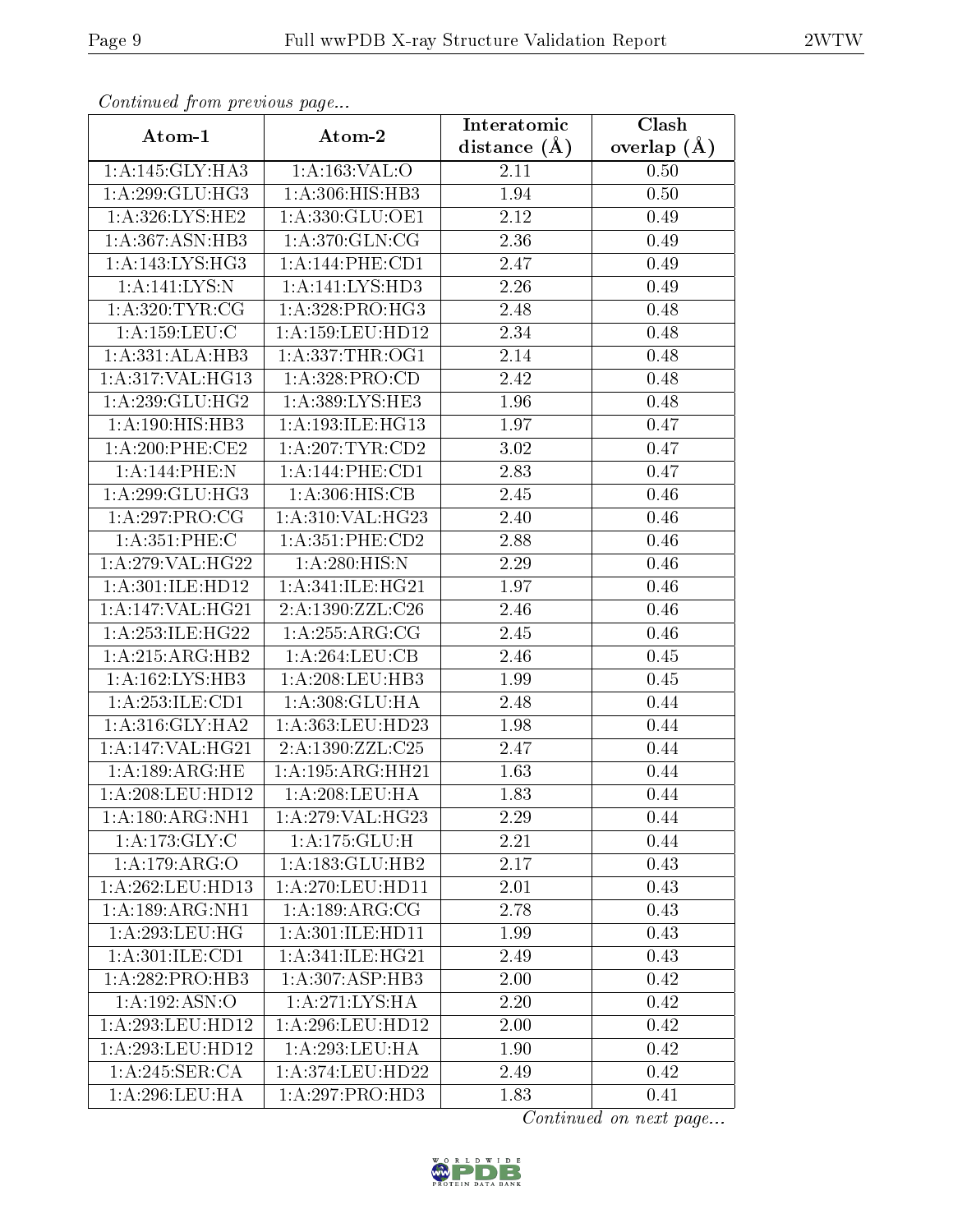*Continued from previous page...*

| Atom-1 | Atom-2 | Interatomic distance (Å) | Clash overlap (Å) |
| --- | --- | --- | --- |
| 1:A:145:GLY:HA3 | 1:A:163:VAL:O | 2.11 | 0.50 |
| 1:A:299:GLU:HG3 | 1:A:306:HIS:HB3 | 1.94 | 0.50 |
| 1:A:326:LYS:HE2 | 1:A:330:GLU:OE1 | 2.12 | 0.49 |
| 1:A:367:ASN:HB3 | 1:A:370:GLN:CG | 2.36 | 0.49 |
| 1:A:143:LYS:HG3 | 1:A:144:PHE:CD1 | 2.47 | 0.49 |
| 1:A:141:LYS:N | 1:A:141:LYS:HD3 | 2.26 | 0.49 |
| 1:A:320:TYR:CG | 1:A:328:PRO:HG3 | 2.48 | 0.48 |
| 1:A:159:LEU:C | 1:A:159:LEU:HD12 | 2.34 | 0.48 |
| 1:A:331:ALA:HB3 | 1:A:337:THR:OG1 | 2.14 | 0.48 |
| 1:A:317:VAL:HG13 | 1:A:328:PRO:CD | 2.42 | 0.48 |
| 1:A:239:GLU:HG2 | 1:A:389:LYS:HE3 | 1.96 | 0.48 |
| 1:A:190:HIS:HB3 | 1:A:193:ILE:HG13 | 1.97 | 0.47 |
| 1:A:200:PHE:CE2 | 1:A:207:TYR:CD2 | 3.02 | 0.47 |
| 1:A:144:PHE:N | 1:A:144:PHE:CD1 | 2.83 | 0.47 |
| 1:A:299:GLU:HG3 | 1:A:306:HIS:CB | 2.45 | 0.46 |
| 1:A:297:PRO:CG | 1:A:310:VAL:HG23 | 2.40 | 0.46 |
| 1:A:351:PHE:C | 1:A:351:PHE:CD2 | 2.88 | 0.46 |
| 1:A:279:VAL:HG22 | 1:A:280:HIS:N | 2.29 | 0.46 |
| 1:A:301:ILE:HD12 | 1:A:341:ILE:HG21 | 1.97 | 0.46 |
| 1:A:147:VAL:HG21 | 2:A:1390:ZZL:C26 | 2.46 | 0.46 |
| 1:A:253:ILE:HG22 | 1:A:255:ARG:CG | 2.45 | 0.46 |
| 1:A:215:ARG:HB2 | 1:A:264:LEU:CB | 2.46 | 0.45 |
| 1:A:162:LYS:HB3 | 1:A:208:LEU:HB3 | 1.99 | 0.45 |
| 1:A:253:ILE:CD1 | 1:A:308:GLU:HA | 2.48 | 0.44 |
| 1:A:316:GLY:HA2 | 1:A:363:LEU:HD23 | 1.98 | 0.44 |
| 1:A:147:VAL:HG21 | 2:A:1390:ZZL:C25 | 2.47 | 0.44 |
| 1:A:189:ARG:HE | 1:A:195:ARG:HH21 | 1.63 | 0.44 |
| 1:A:208:LEU:HD12 | 1:A:208:LEU:HA | 1.83 | 0.44 |
| 1:A:180:ARG:NH1 | 1:A:279:VAL:HG23 | 2.29 | 0.44 |
| 1:A:173:GLY:C | 1:A:175:GLU:H | 2.21 | 0.44 |
| 1:A:179:ARG:O | 1:A:183:GLU:HB2 | 2.17 | 0.43 |
| 1:A:262:LEU:HD13 | 1:A:270:LEU:HD11 | 2.01 | 0.43 |
| 1:A:189:ARG:NH1 | 1:A:189:ARG:CG | 2.78 | 0.43 |
| 1:A:293:LEU:HG | 1:A:301:ILE:HD11 | 1.99 | 0.43 |
| 1:A:301:ILE:CD1 | 1:A:341:ILE:HG21 | 2.49 | 0.43 |
| 1:A:282:PRO:HB3 | 1:A:307:ASP:HB3 | 2.00 | 0.42 |
| 1:A:192:ASN:O | 1:A:271:LYS:HA | 2.20 | 0.42 |
| 1:A:293:LEU:HD12 | 1:A:296:LEU:HD12 | 2.00 | 0.42 |
| 1:A:293:LEU:HD12 | 1:A:293:LEU:HA | 1.90 | 0.42 |
| 1:A:245:SER:CA | 1:A:374:LEU:HD22 | 2.49 | 0.42 |
| 1:A:296:LEU:HA | 1:A:297:PRO:HD3 | 1.83 | 0.41 |

*Continued on next page...*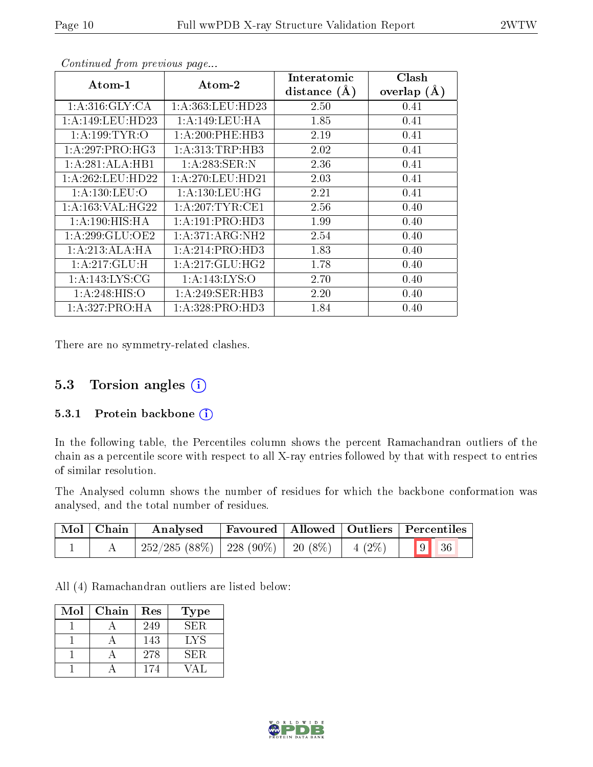*Continued from previous page...*

| Atom-1 | Atom-2 | Interatomic distance (Å) | Clash overlap (Å) |
|---|---|---|---|
| 1:A:316:GLY:CA | 1:A:363:LEU:HD23 | 2.50 | 0.41 |
| 1:A:149:LEU:HD23 | 1:A:149:LEU:HA | 1.85 | 0.41 |
| 1:A:199:TYR:O | 1:A:200:PHE:HB3 | 2.19 | 0.41 |
| 1:A:297:PRO:HG3 | 1:A:313:TRP:HB3 | 2.02 | 0.41 |
| 1:A:281:ALA:HB1 | 1:A:283:SER:N | 2.36 | 0.41 |
| 1:A:262:LEU:HD22 | 1:A:270:LEU:HD21 | 2.03 | 0.41 |
| 1:A:130:LEU:O | 1:A:130:LEU:HG | 2.21 | 0.41 |
| 1:A:163:VAL:HG22 | 1:A:207:TYR:CE1 | 2.56 | 0.40 |
| 1:A:190:HIS:HA | 1:A:191:PRO:HD3 | 1.99 | 0.40 |
| 1:A:299:GLU:OE2 | 1:A:371:ARG:NH2 | 2.54 | 0.40 |
| 1:A:213:ALA:HA | 1:A:214:PRO:HD3 | 1.83 | 0.40 |
| 1:A:217:GLU:H | 1:A:217:GLU:HG2 | 1.78 | 0.40 |
| 1:A:143:LYS:CG | 1:A:143:LYS:O | 2.70 | 0.40 |
| 1:A:248:HIS:O | 1:A:249:SER:HB3 | 2.20 | 0.40 |
| 1:A:327:PRO:HA | 1:A:328:PRO:HD3 | 1.84 | 0.40 |

There are no symmetry-related clashes.

## 5.3 Torsion angles

### 5.3.1 Protein backbone

In the following table, the Percentiles column shows the percent Ramachandran outliers of the chain as a percentile score with respect to all X-ray entries followed by that with respect to entries of similar resolution.

The Analysed column shows the number of residues for which the backbone conformation was analysed, and the total number of residues.

| Mol | Chain | Analysed | Favoured | Allowed | Outliers | Percentiles | |
|---|---|---|---|---|---|---|---|
| 1 | A | 252/285 (88%) | 228 (90%) | 20 (8%) | 4 (2%) | 9 | 36 |

All (4) Ramachandran outliers are listed below:

| Mol | Chain | Res | Type |
|---|---|---|---|
| 1 | A | 249 | SER |
| 1 | A | 143 | LYS |
| 1 | A | 278 | SER |
| 1 | A | 174 | VAL |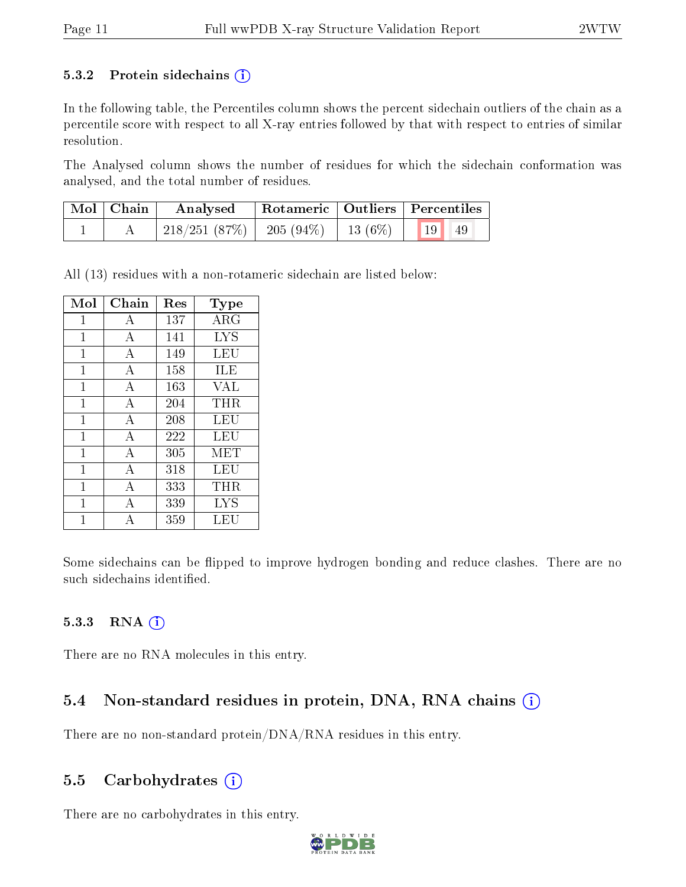### 5.3.2 Protein sidechains

In the following table, the Percentiles column shows the percent sidechain outliers of the chain as a percentile score with respect to all X-ray entries followed by that with respect to entries of similar resolution.

The Analysed column shows the number of residues for which the sidechain conformation was analysed, and the total number of residues.

| Mol | Chain | Analysed | Rotameric | Outliers | Percentiles | |
|---|---|---|---|---|---|---|
| 1 | A | 218/251 (87%) | 205 (94%) | 13 (6%) | 19 | 49 |

All (13) residues with a non-rotameric sidechain are listed below:

| Mol | Chain | Res | Type |
|---|---|---|---|
| 1 | A | 137 | ARG |
| 1 | A | 141 | LYS |
| 1 | A | 149 | LEU |
| 1 | A | 158 | ILE |
| 1 | A | 163 | VAL |
| 1 | A | 204 | THR |
| 1 | A | 208 | LEU |
| 1 | A | 222 | LEU |
| 1 | A | 305 | MET |
| 1 | A | 318 | LEU |
| 1 | A | 333 | THR |
| 1 | A | 339 | LYS |
| 1 | A | 359 | LEU |

Some sidechains can be flipped to improve hydrogen bonding and reduce clashes. There are no such sidechains identified.

### 5.3.3 RNA

There are no RNA molecules in this entry.

## 5.4 Non-standard residues in protein, DNA, RNA chains

There are no non-standard protein/DNA/RNA residues in this entry.

## 5.5 Carbohydrates

There are no carbohydrates in this entry.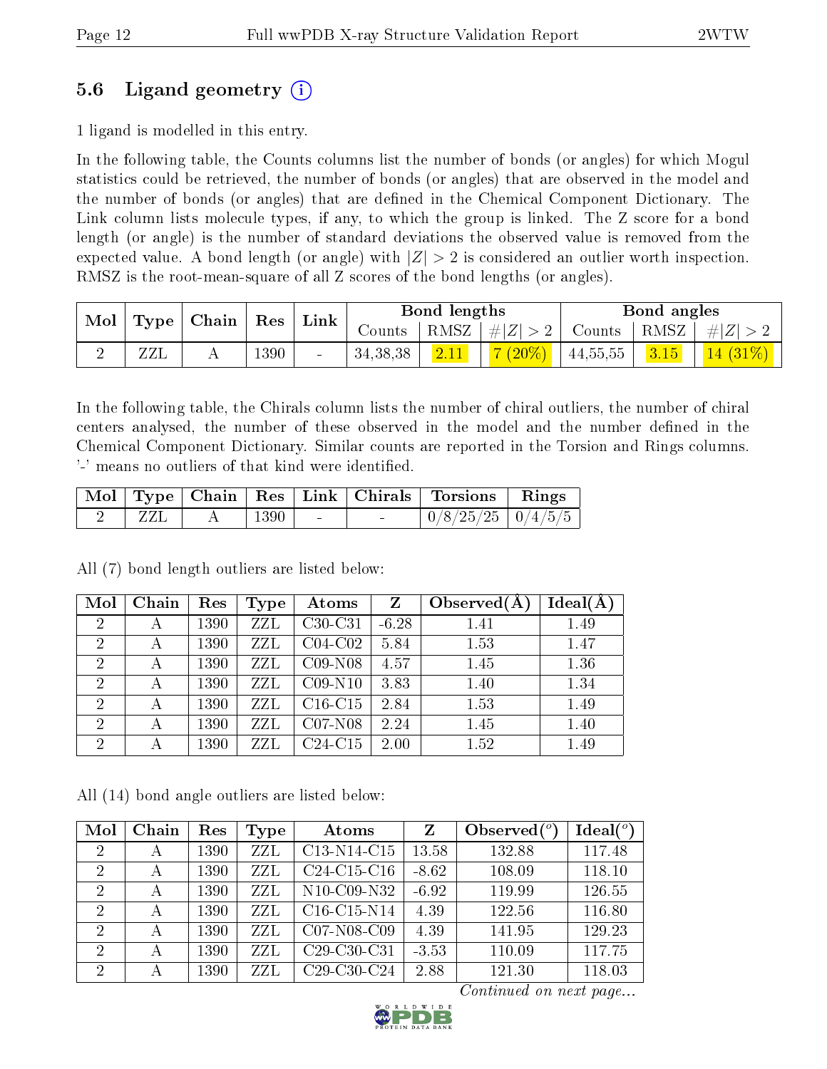## 5.6 Ligand geometry (i)

1 ligand is modelled in this entry.

In the following table, the Counts columns list the number of bonds (or angles) for which Mogul statistics could be retrieved, the number of bonds (or angles) that are observed in the model and the number of bonds (or angles) that are defined in the Chemical Component Dictionary. The Link column lists molecule types, if any, to which the group is linked. The Z score for a bond length (or angle) is the number of standard deviations the observed value is removed from the expected value. A bond length (or angle) with $|Z| > 2$ is considered an outlier worth inspection. RMSZ is the root-mean-square of all Z scores of the bond lengths (or angles).

| Mol | Type | Chain | Res | Link | Bond lengths | | | Bond angles | | |
|---|---|---|---|---|---|---|---|---|---|---|
| | | | | | Counts | RMSZ | $\#\|Z\| > 2$ | Counts | RMSZ | $\#\|Z\| > 2$ |
| 2 | ZZL | A | 1390 | - | 34,38,38 | 2.11 | 7 (20%) | 44,55,55 | 3.15 | 14 (31%) |

In the following table, the Chirals column lists the number of chiral outliers, the number of chiral centers analysed, the number of these observed in the model and the number defined in the Chemical Component Dictionary. Similar counts are reported in the Torsion and Rings columns. '-' means no outliers of that kind were identified.

| Mol | Type | Chain | Res | Link | Chirals | Torsions | Rings |
|---|---|---|---|---|---|---|---|
| 2 | ZZL | A | 1390 | - | - | 0/8/25/25 | 0/4/5/5 |

All (7) bond length outliers are listed below:

| Mol | Chain | Res | Type | Atoms | Z | Observed(Å) | Ideal(Å) |
|---|---|---|---|---|---|---|---|
| 2 | A | 1390 | ZZL | C30-C31 | -6.28 | 1.41 | 1.49 |
| 2 | A | 1390 | ZZL | C04-C02 | 5.84 | 1.53 | 1.47 |
| 2 | A | 1390 | ZZL | C09-N08 | 4.57 | 1.45 | 1.36 |
| 2 | A | 1390 | ZZL | C09-N10 | 3.83 | 1.40 | 1.34 |
| 2 | A | 1390 | ZZL | C16-C15 | 2.84 | 1.53 | 1.49 |
| 2 | A | 1390 | ZZL | C07-N08 | 2.24 | 1.45 | 1.40 |
| 2 | A | 1390 | ZZL | C24-C15 | 2.00 | 1.52 | 1.49 |

All (14) bond angle outliers are listed below:

| Mol | Chain | Res | Type | Atoms | Z | Observed(°) | Ideal(°) |
|---|---|---|---|---|---|---|---|
| 2 | A | 1390 | ZZL | C13-N14-C15 | 13.58 | 132.88 | 117.48 |
| 2 | A | 1390 | ZZL | C24-C15-C16 | -8.62 | 108.09 | 118.10 |
| 2 | A | 1390 | ZZL | N10-C09-N32 | -6.92 | 119.99 | 126.55 |
| 2 | A | 1390 | ZZL | C16-C15-N14 | 4.39 | 122.56 | 116.80 |
| 2 | A | 1390 | ZZL | C07-N08-C09 | 4.39 | 141.95 | 129.23 |
| 2 | A | 1390 | ZZL | C29-C30-C31 | -3.53 | 110.09 | 117.75 |
| 2 | A | 1390 | ZZL | C29-C30-C24 | 2.88 | 121.30 | 118.03 |

*Continued on next page...*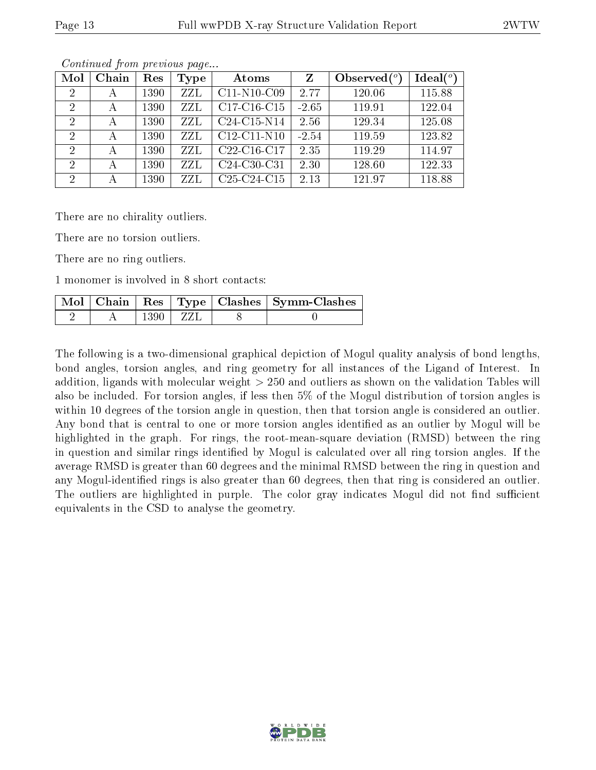*Continued from previous page...*

| Mol | Chain | Res | Type | Atoms | Z | Observed(°) | Ideal(°) |
|---|---|---|---|---|---|---|---|
| 2 | A | 1390 | ZZL | C11-N10-C09 | 2.77 | 120.06 | 115.88 |
| 2 | A | 1390 | ZZL | C17-C16-C15 | -2.65 | 119.91 | 122.04 |
| 2 | A | 1390 | ZZL | C24-C15-N14 | 2.56 | 129.34 | 125.08 |
| 2 | A | 1390 | ZZL | C12-C11-N10 | -2.54 | 119.59 | 123.82 |
| 2 | A | 1390 | ZZL | C22-C16-C17 | 2.35 | 119.29 | 114.97 |
| 2 | A | 1390 | ZZL | C24-C30-C31 | 2.30 | 128.60 | 122.33 |
| 2 | A | 1390 | ZZL | C25-C24-C15 | 2.13 | 121.97 | 118.88 |

There are no chirality outliers.

There are no torsion outliers.

There are no ring outliers.

1 monomer is involved in 8 short contacts:

| Mol | Chain | Res | Type | Clashes | Symm-Clashes |
|---|---|---|---|---|---|
| 2 | A | 1390 | ZZL | 8 | 0 |

The following is a two-dimensional graphical depiction of Mogul quality analysis of bond lengths, bond angles, torsion angles, and ring geometry for all instances of the Ligand of Interest. In addition, ligands with molecular weight > 250 and outliers as shown on the validation Tables will also be included. For torsion angles, if less then 5% of the Mogul distribution of torsion angles is within 10 degrees of the torsion angle in question, then that torsion angle is considered an outlier. Any bond that is central to one or more torsion angles identified as an outlier by Mogul will be highlighted in the graph. For rings, the root-mean-square deviation (RMSD) between the ring in question and similar rings identified by Mogul is calculated over all ring torsion angles. If the average RMSD is greater than 60 degrees and the minimal RMSD between the ring in question and any Mogul-identified rings is also greater than 60 degrees, then that ring is considered an outlier. The outliers are highlighted in purple. The color gray indicates Mogul did not find sufficient equivalents in the CSD to analyse the geometry.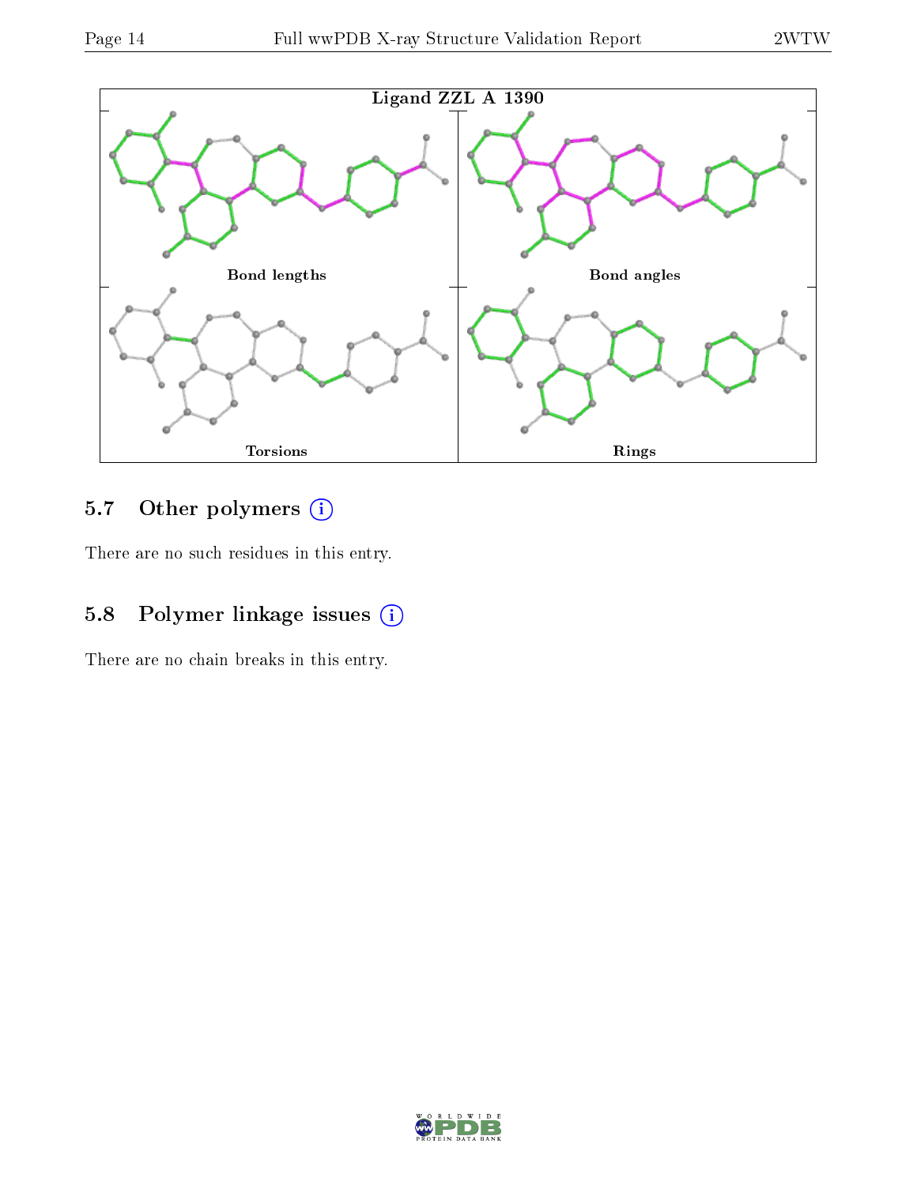Ligand ZZL A 1390

Bond lengths

Bond angles

Torsions

Rings

## 5.7 Other polymers (i)

There are no such residues in this entry.

## 5.8 Polymer linkage issues (i)

There are no chain breaks in this entry.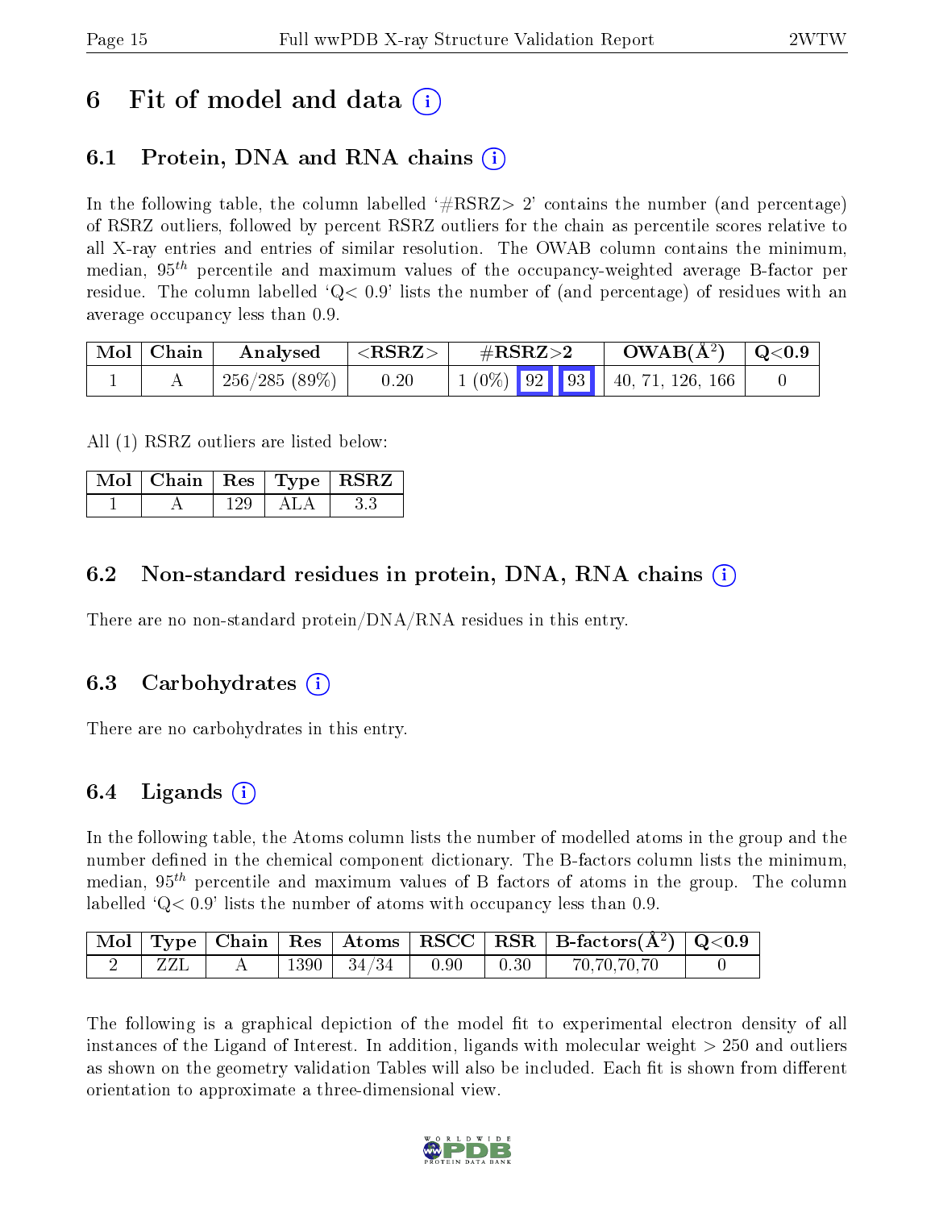# 6 Fit of model and data

## 6.1 Protein, DNA and RNA chains

In the following table, the column labelled '#RSRZ> 2' contains the number (and percentage) of RSRZ outliers, followed by percent RSRZ outliers for the chain as percentile scores relative to all X-ray entries and entries of similar resolution. The OWAB column contains the minimum, median, $95^{th}$ percentile and maximum values of the occupancy-weighted average B-factor per residue. The column labelled 'Q< 0.9' lists the number of (and percentage) of residues with an average occupancy less than 0.9.

| Mol | Chain | Analysed | <RSRZ> | #RSRZ>2 | | | OWAB(Å$^2$) | Q<0.9 |
|---|---|---|---|---|---|---|---|---|
| 1 | A | 256/285 (89%) | 0.20 | 1 (0%) | 92 | 93 | 40, 71, 126, 166 | 0 |

All (1) RSRZ outliers are listed below:

| Mol | Chain | Res | Type | RSRZ |
|---|---|---|---|---|
| 1 | A | 129 | ALA | 3.3 |

## 6.2 Non-standard residues in protein, DNA, RNA chains

There are no non-standard protein/DNA/RNA residues in this entry.

## 6.3 Carbohydrates

There are no carbohydrates in this entry.

## 6.4 Ligands

In the following table, the Atoms column lists the number of modelled atoms in the group and the number defined in the chemical component dictionary. The B-factors column lists the minimum, median, $95^{th}$ percentile and maximum values of B factors of atoms in the group. The column labelled 'Q< 0.9' lists the number of atoms with occupancy less than 0.9.

| Mol | Type | Chain | Res | Atoms | RSCC | RSR | B-factors(Å$^2$) | Q<0.9 |
|---|---|---|---|---|---|---|---|---|
| 2 | ZZL | A | 1390 | 34/34 | 0.90 | 0.30 | 70,70,70,70 | 0 |

The following is a graphical depiction of the model fit to experimental electron density of all instances of the Ligand of Interest. In addition, ligands with molecular weight > 250 and outliers as shown on the geometry validation Tables will also be included. Each fit is shown from different orientation to approximate a three-dimensional view.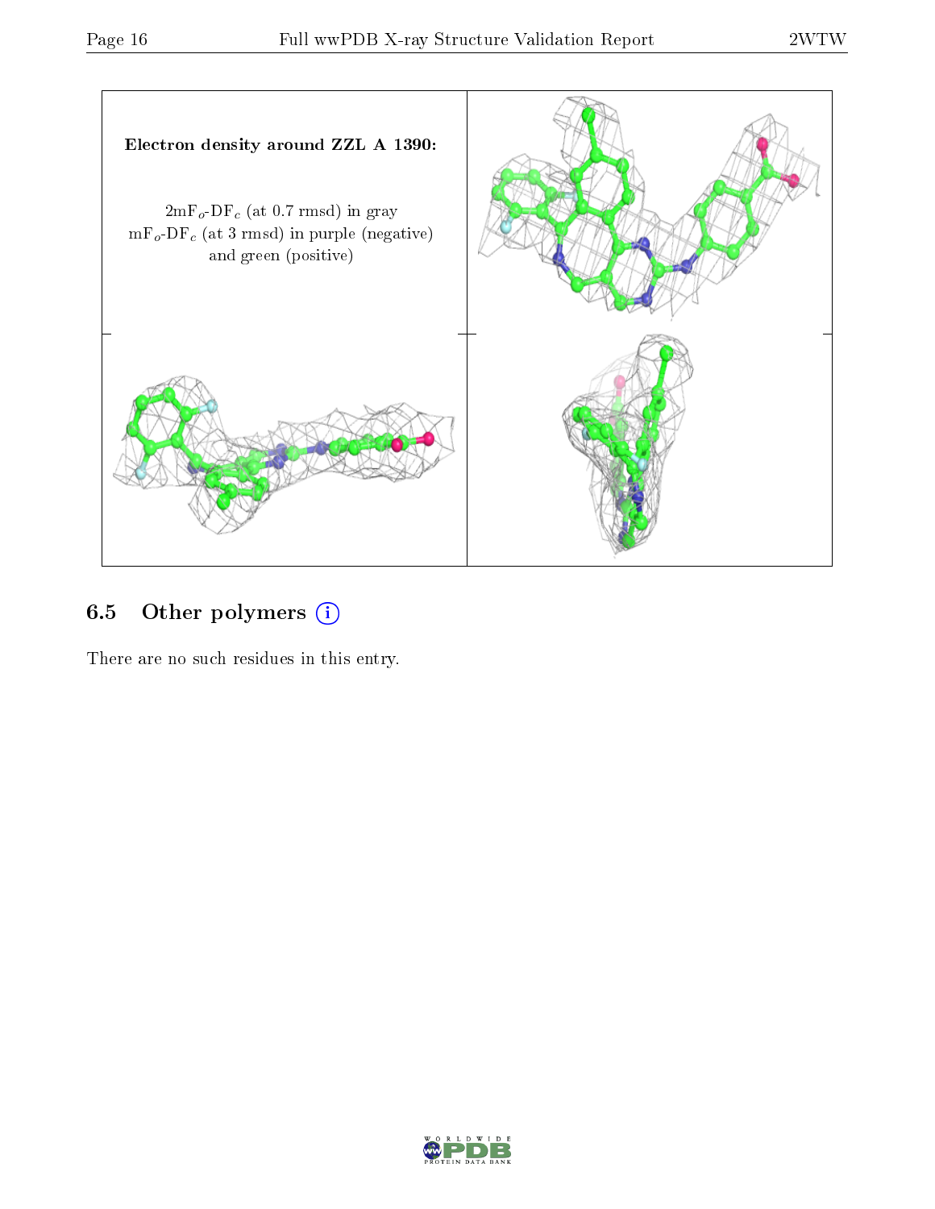**Electron density around ZZL A 1390:**

$2mF_o$-$DF_c$ (at 0.7 rmsd) in gray
$mF_o$-$DF_c$ (at 3 rmsd) in purple (negative)
and green (positive)

### 6.5 Other polymers

There are no such residues in this entry.